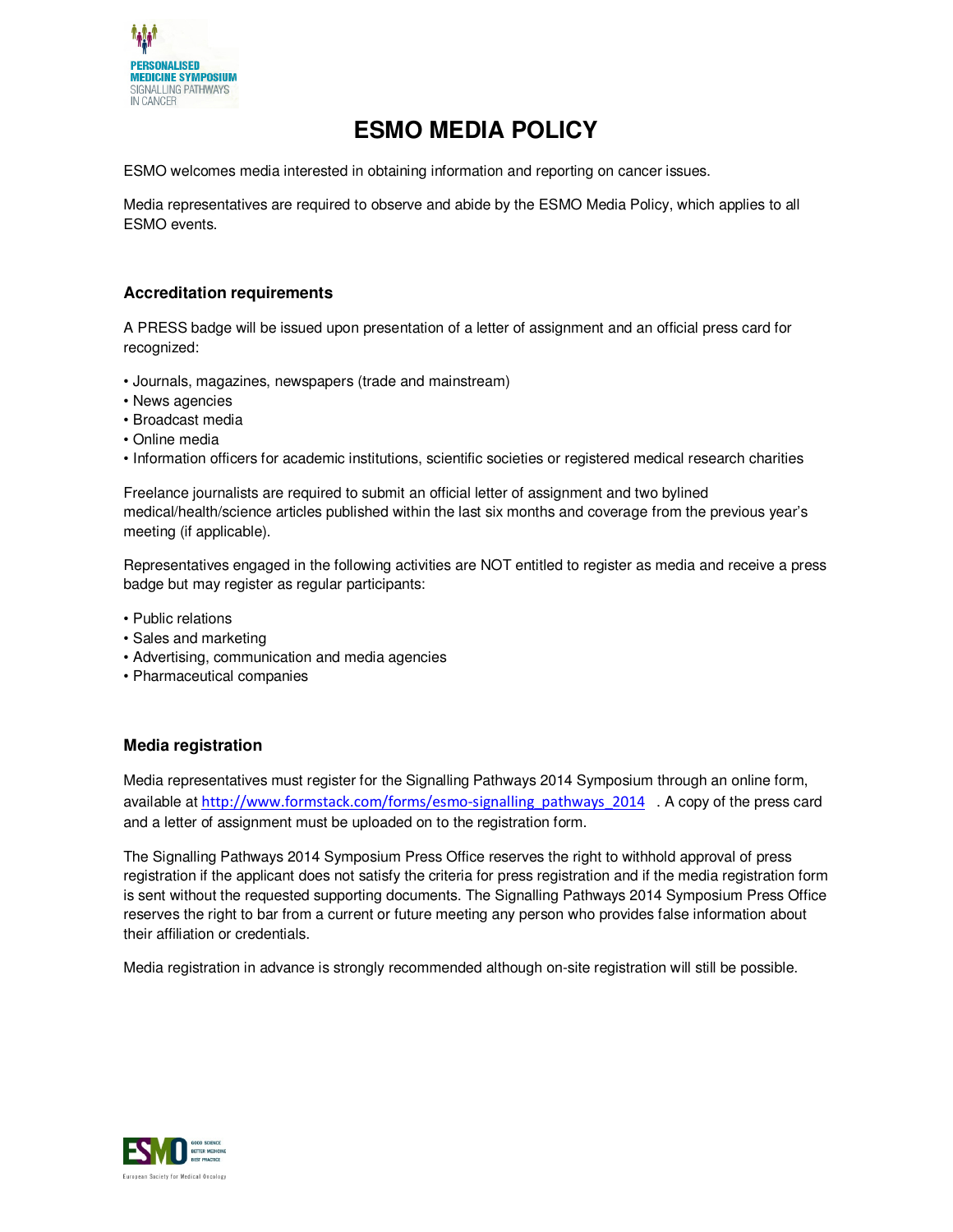# ESMO MEDIA POLICY

ESMO welcomes media interested in obtaining information and reporting on cancer issues.

Media representatives are required to observe and abide by the ESMO Media Policy, which applies to all ESMO events.

## Accreditation requirements

A PRESS badge will be issued upon presentation of a letter of assignment and an official press card for recognized:

- Journals, magazines, newspapers (trade and mainstream)
- News agencies
- Broadcast media
- Online media
- Information officers for academic institutions, scientific societies or registered medical research charities

Freelance journalists are required to submit an official letter of assignment and two bylined medical/health/science articles published within the last six months and coverage from the previous year's meeting (if applicable).

Representatives engaged in the following activities are NOT entitled to register as media and receive a press badge but may register as regular participants:

- Public relations
- Sales and marketing
- Advertising, communication and media agencies
- Pharmaceutical companies

## Media registration

Media representatives must register for the Signalling Pathways 2014 Symposium through an online form, available at http://www.formstack.com/forms/esmo-signalling_pathways_2014 . A copy of the press card and a letter of assignment must be uploaded on to the registration form.

The Signalling Pathways 2014 Symposium Press Office reserves the right to withhold approval of press registration if the applicant does not satisfy the criteria for press registration and if the media registration form is sent without the requested supporting documents. The Signalling Pathways 2014 Symposium Press Office reserves the right to bar from a current or future meeting any person who provides false information about their affiliation or credentials.

Media registration in advance is strongly recommended although on-site registration will still be possible.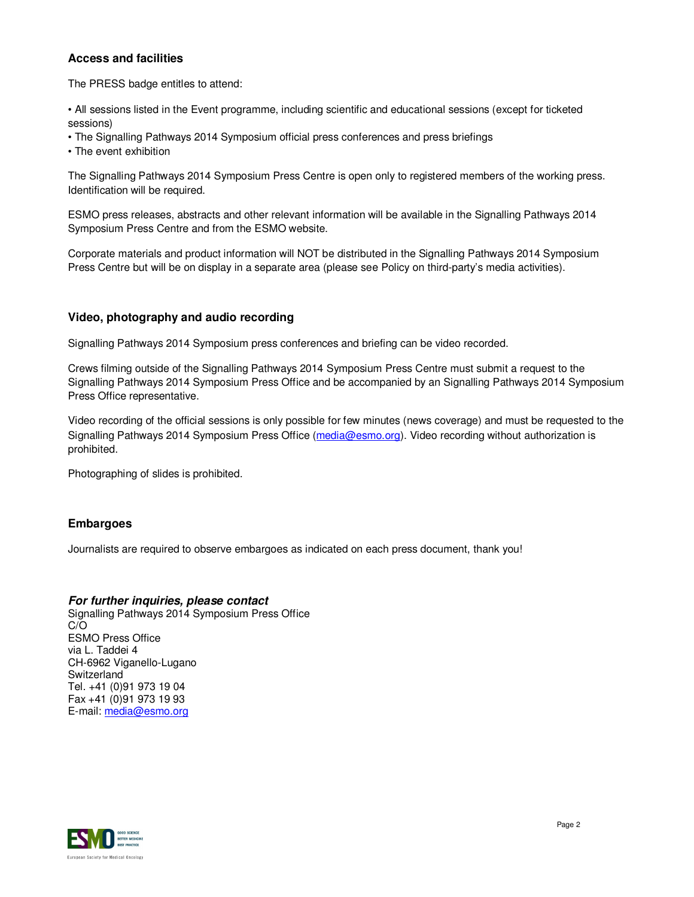## Access and facilities

The PRESS badge entitles to attend:

- All sessions listed in the Event programme, including scientific and educational sessions (except for ticketed sessions)
- The Signalling Pathways 2014 Symposium official press conferences and press briefings
- The event exhibition

The Signalling Pathways 2014 Symposium Press Centre is open only to registered members of the working press. Identification will be required.

ESMO press releases, abstracts and other relevant information will be available in the Signalling Pathways 2014 Symposium Press Centre and from the ESMO website.

Corporate materials and product information will NOT be distributed in the Signalling Pathways 2014 Symposium Press Centre but will be on display in a separate area (please see Policy on third-party's media activities).

## Video, photography and audio recording

Signalling Pathways 2014 Symposium press conferences and briefing can be video recorded.

Crews filming outside of the Signalling Pathways 2014 Symposium Press Centre must submit a request to the Signalling Pathways 2014 Symposium Press Office and be accompanied by an Signalling Pathways 2014 Symposium Press Office representative.

Video recording of the official sessions is only possible for few minutes (news coverage) and must be requested to the Signalling Pathways 2014 Symposium Press Office (media@esmo.org). Video recording without authorization is prohibited.

Photographing of slides is prohibited.

## Embargoes

Journalists are required to observe embargoes as indicated on each press document, thank you!

***For further inquiries, please contact***

Signalling Pathways 2014 Symposium Press Office
C/O
ESMO Press Office
via L. Taddei 4
CH-6962 Viganello-Lugano
Switzerland
Tel. +41 (0)91 973 19 04
Fax +41 (0)91 973 19 93
E-mail: media@esmo.org